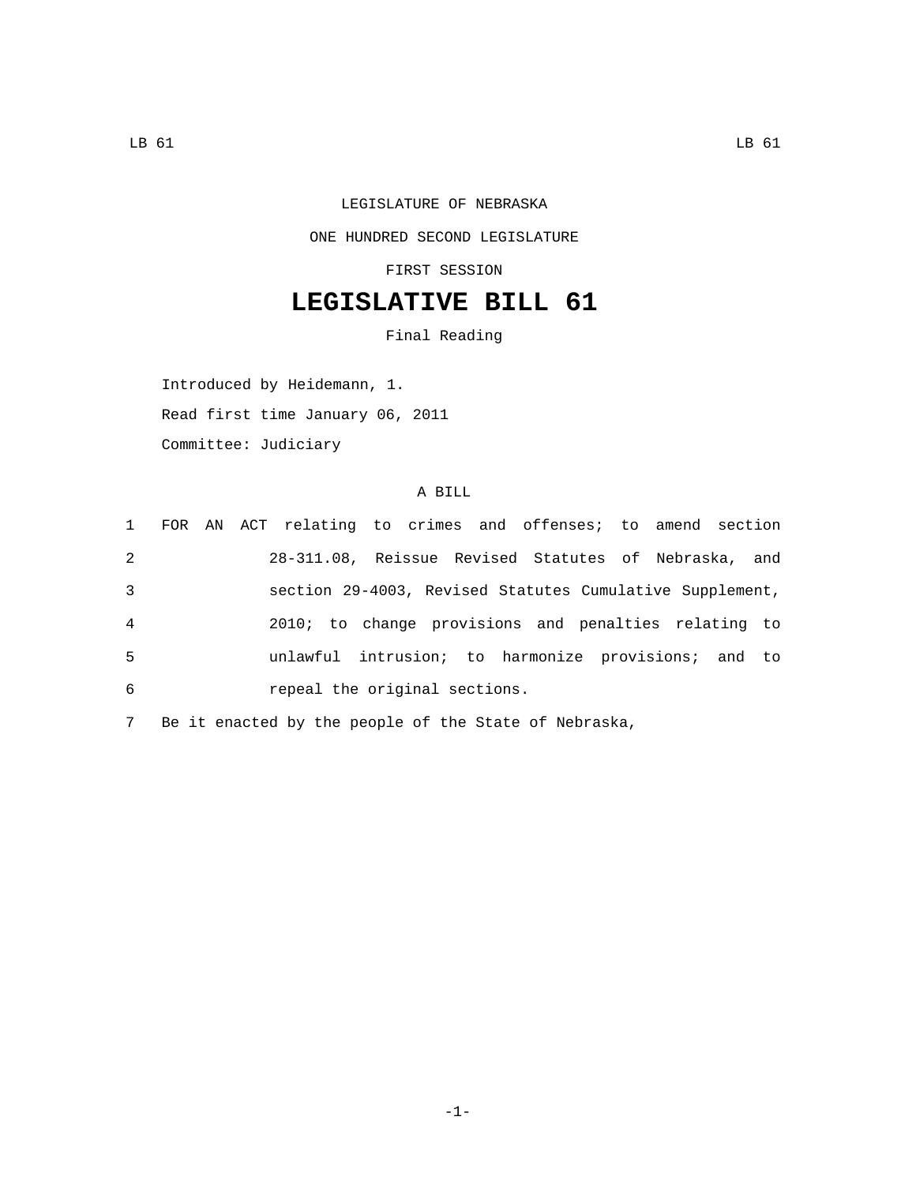LEGISLATURE OF NEBRASKA

ONE HUNDRED SECOND LEGISLATURE

FIRST SESSION

# LEGISLATIVE BILL 61

Final Reading

Introduced by Heidemann, 1.

Read first time January 06, 2011

Committee: Judiciary

A BILL

1 FOR AN ACT relating to crimes and offenses; to amend section
2 28-311.08, Reissue Revised Statutes of Nebraska, and
3 section 29-4003, Revised Statutes Cumulative Supplement,
4 2010; to change provisions and penalties relating to
5 unlawful intrusion; to harmonize provisions; and to
6 repeal the original sections.

7 Be it enacted by the people of the State of Nebraska,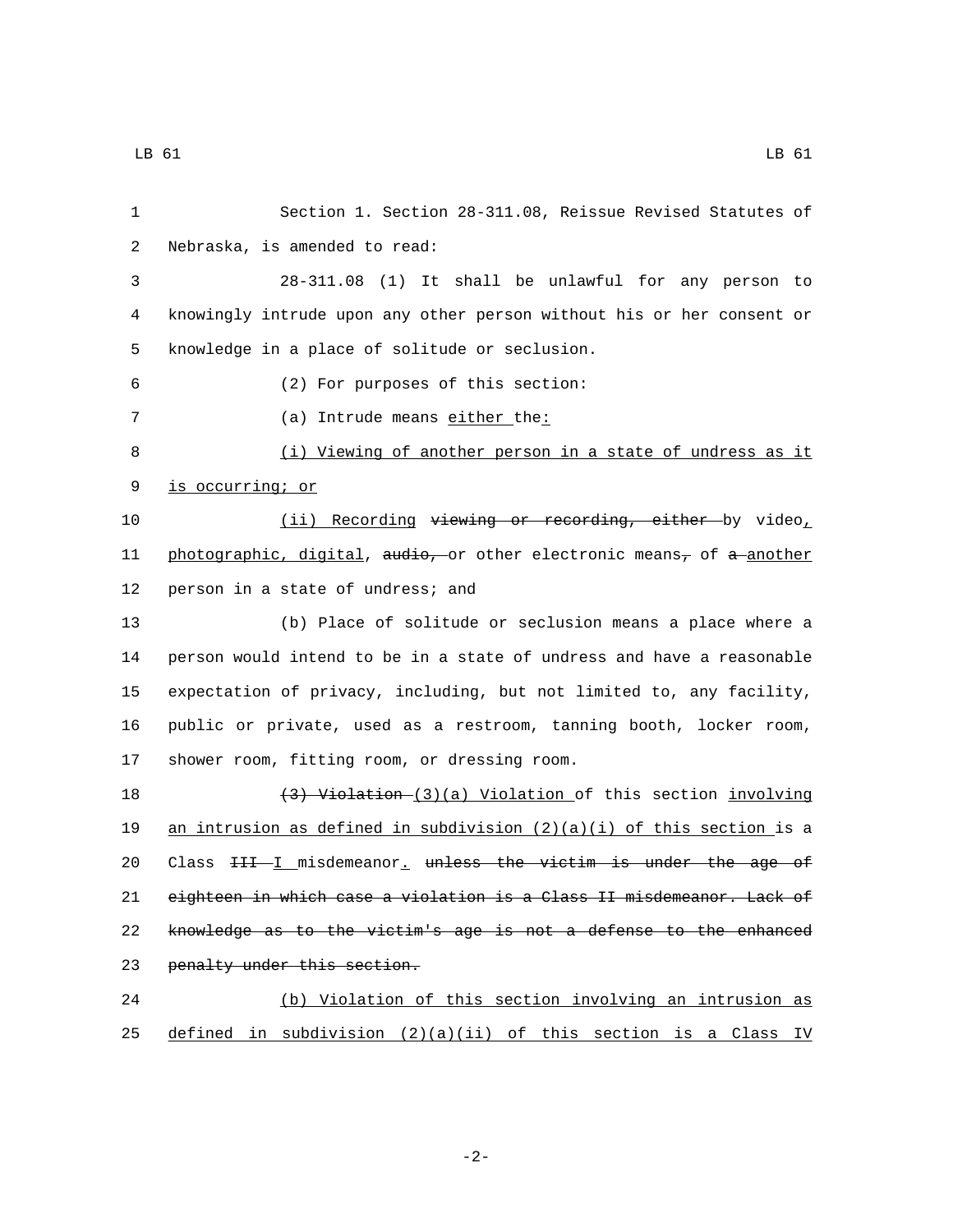Section 1. Section 28-311.08, Reissue Revised Statutes of Nebraska, is amended to read:

28-311.08 (1) It shall be unlawful for any person to knowingly intrude upon any other person without his or her consent or knowledge in a place of solitude or seclusion.

(2) For purposes of this section:

(a) Intrude means either the:

(i) Viewing of another person in a state of undress as it is occurring; or

(ii) Recording ~~viewing or recording, either~~ by video, photographic, digital, ~~audio,~~ or other electronic means~~,~~ of ~~a~~ another person in a state of undress; and

(b) Place of solitude or seclusion means a place where a person would intend to be in a state of undress and have a reasonable expectation of privacy, including, but not limited to, any facility, public or private, used as a restroom, tanning booth, locker room, shower room, fitting room, or dressing room.

~~(3) Violation~~ (3)(a) Violation of this section involving an intrusion as defined in subdivision (2)(a)(i) of this section is a Class ~~III~~ I misdemeanor. ~~unless the victim is under the age of eighteen in which case a violation is a Class II misdemeanor. Lack of knowledge as to the victim's age is not a defense to the enhanced penalty under this section.~~

(b) Violation of this section involving an intrusion as defined in subdivision (2)(a)(ii) of this section is a Class IV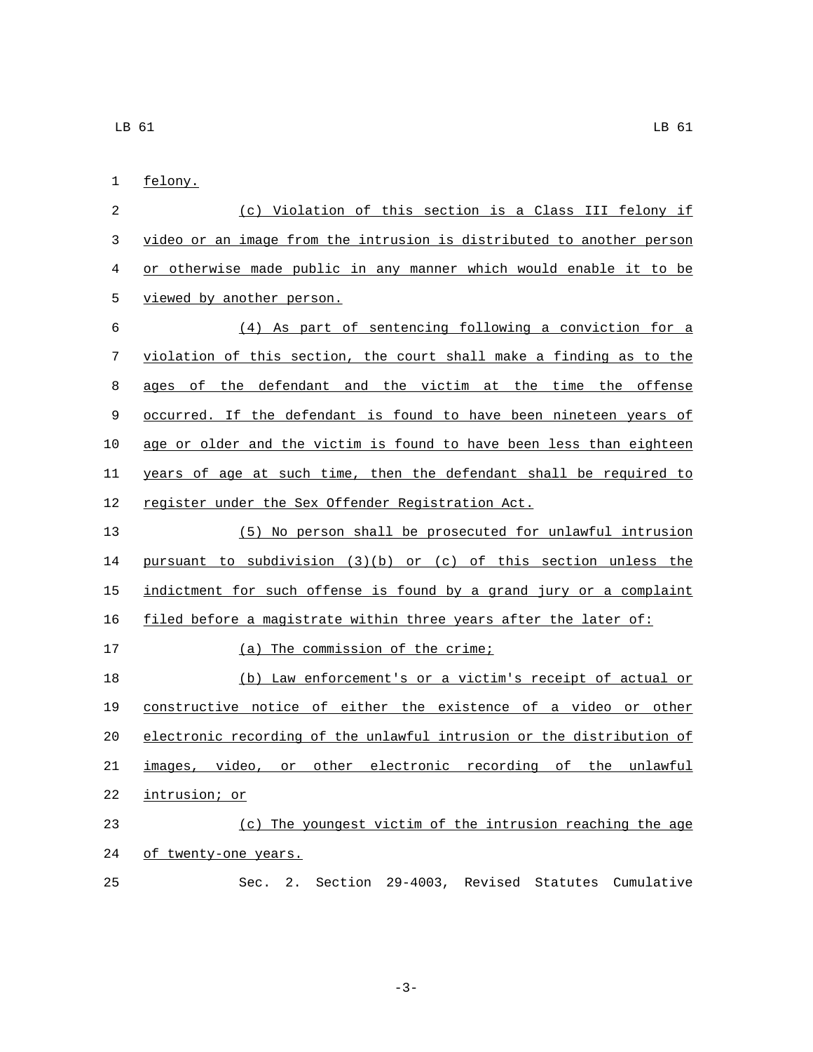felony.

(c) Violation of this section is a Class III felony if video or an image from the intrusion is distributed to another person or otherwise made public in any manner which would enable it to be viewed by another person.

(4) As part of sentencing following a conviction for a violation of this section, the court shall make a finding as to the ages of the defendant and the victim at the time the offense occurred. If the defendant is found to have been nineteen years of age or older and the victim is found to have been less than eighteen years of age at such time, then the defendant shall be required to register under the Sex Offender Registration Act.

(5) No person shall be prosecuted for unlawful intrusion pursuant to subdivision (3)(b) or (c) of this section unless the indictment for such offense is found by a grand jury or a complaint filed before a magistrate within three years after the later of:

(a) The commission of the crime;

(b) Law enforcement's or a victim's receipt of actual or constructive notice of either the existence of a video or other electronic recording of the unlawful intrusion or the distribution of images, video, or other electronic recording of the unlawful intrusion; or

(c) The youngest victim of the intrusion reaching the age of twenty-one years.

Sec. 2. Section 29-4003, Revised Statutes Cumulative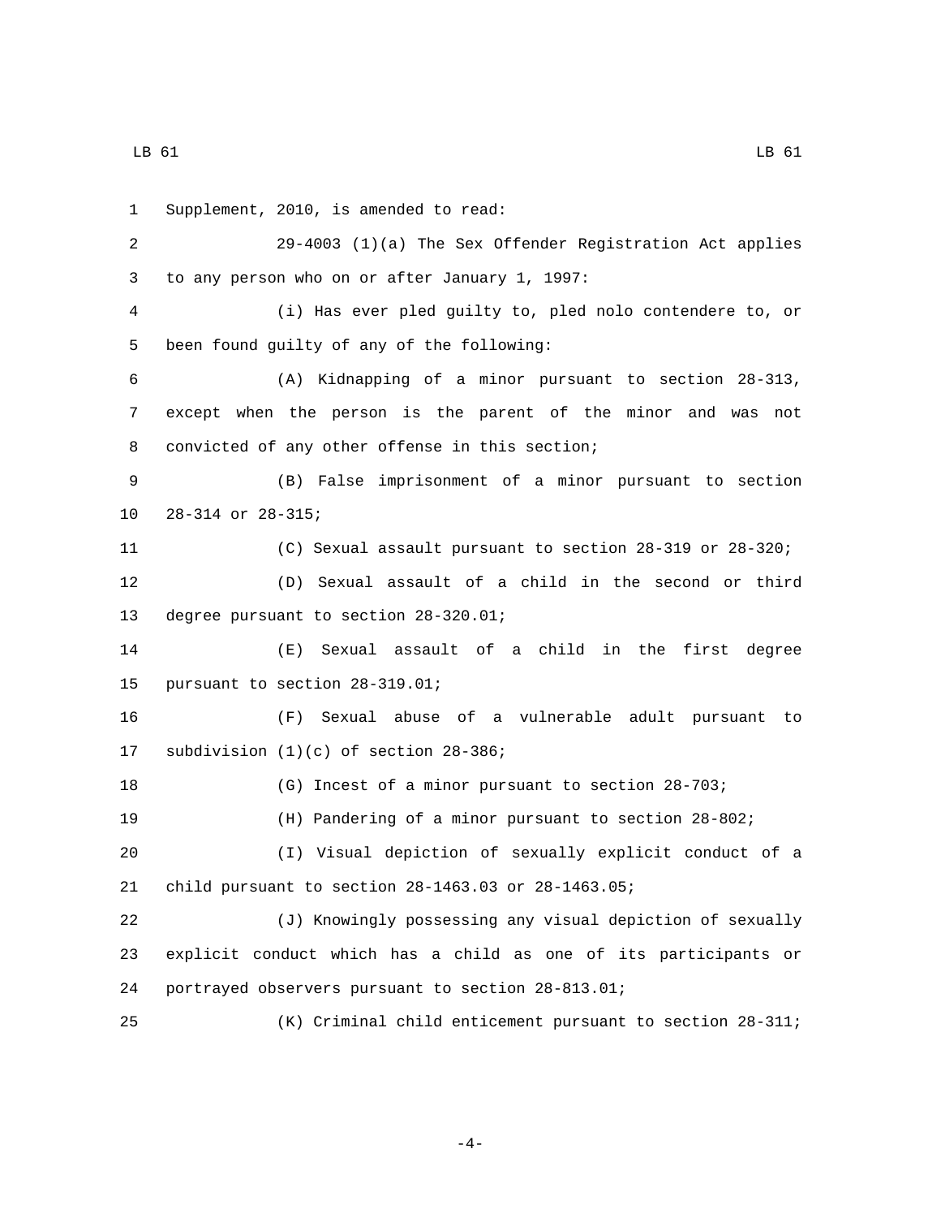Supplement, 2010, is amended to read:

29-4003 (1)(a) The Sex Offender Registration Act applies to any person who on or after January 1, 1997:

(i) Has ever pled guilty to, pled nolo contendere to, or been found guilty of any of the following:

(A) Kidnapping of a minor pursuant to section 28-313, except when the person is the parent of the minor and was not convicted of any other offense in this section;

(B) False imprisonment of a minor pursuant to section 28-314 or 28-315;

(C) Sexual assault pursuant to section 28-319 or 28-320;

(D) Sexual assault of a child in the second or third degree pursuant to section 28-320.01;

(E) Sexual assault of a child in the first degree pursuant to section 28-319.01;

(F) Sexual abuse of a vulnerable adult pursuant to subdivision (1)(c) of section 28-386;

(G) Incest of a minor pursuant to section 28-703;

(H) Pandering of a minor pursuant to section 28-802;

(I) Visual depiction of sexually explicit conduct of a child pursuant to section 28-1463.03 or 28-1463.05;

(J) Knowingly possessing any visual depiction of sexually explicit conduct which has a child as one of its participants or portrayed observers pursuant to section 28-813.01;

(K) Criminal child enticement pursuant to section 28-311;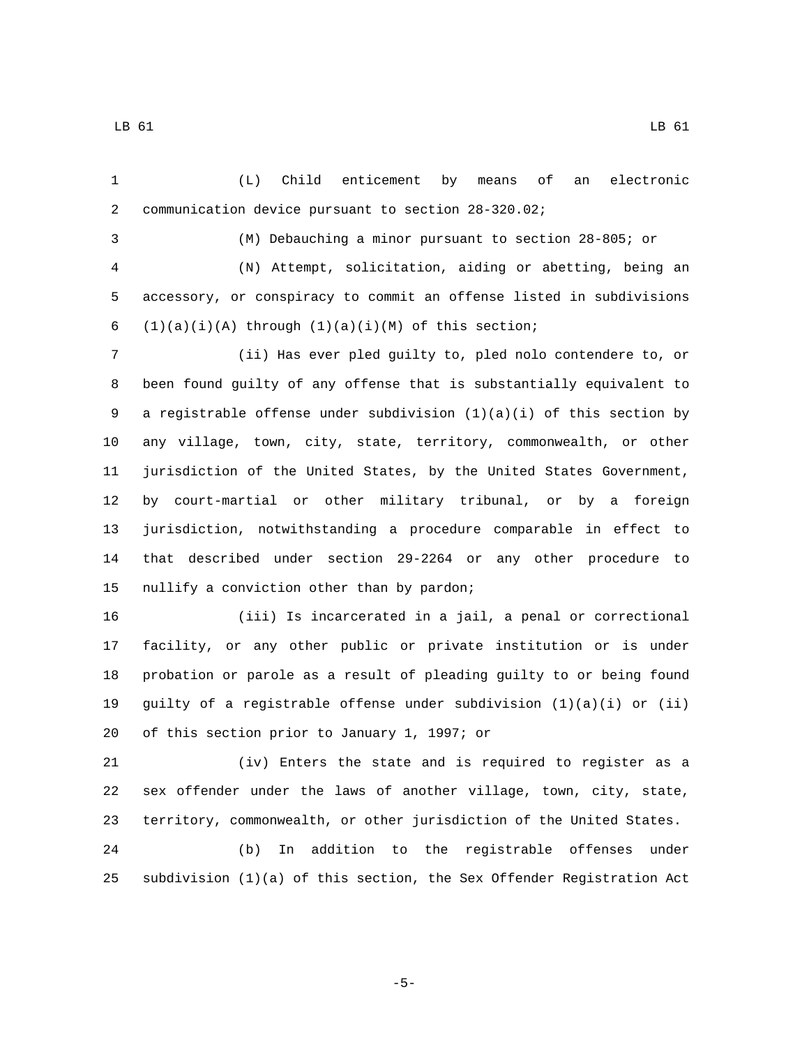(L) Child enticement by means of an electronic communication device pursuant to section 28-320.02;

(M) Debauching a minor pursuant to section 28-805; or

(N) Attempt, solicitation, aiding or abetting, being an accessory, or conspiracy to commit an offense listed in subdivisions (1)(a)(i)(A) through (1)(a)(i)(M) of this section;

(ii) Has ever pled guilty to, pled nolo contendere to, or been found guilty of any offense that is substantially equivalent to a registrable offense under subdivision (1)(a)(i) of this section by any village, town, city, state, territory, commonwealth, or other jurisdiction of the United States, by the United States Government, by court-martial or other military tribunal, or by a foreign jurisdiction, notwithstanding a procedure comparable in effect to that described under section 29-2264 or any other procedure to nullify a conviction other than by pardon;

(iii) Is incarcerated in a jail, a penal or correctional facility, or any other public or private institution or is under probation or parole as a result of pleading guilty to or being found guilty of a registrable offense under subdivision (1)(a)(i) or (ii) of this section prior to January 1, 1997; or

(iv) Enters the state and is required to register as a sex offender under the laws of another village, town, city, state, territory, commonwealth, or other jurisdiction of the United States.

(b) In addition to the registrable offenses under subdivision (1)(a) of this section, the Sex Offender Registration Act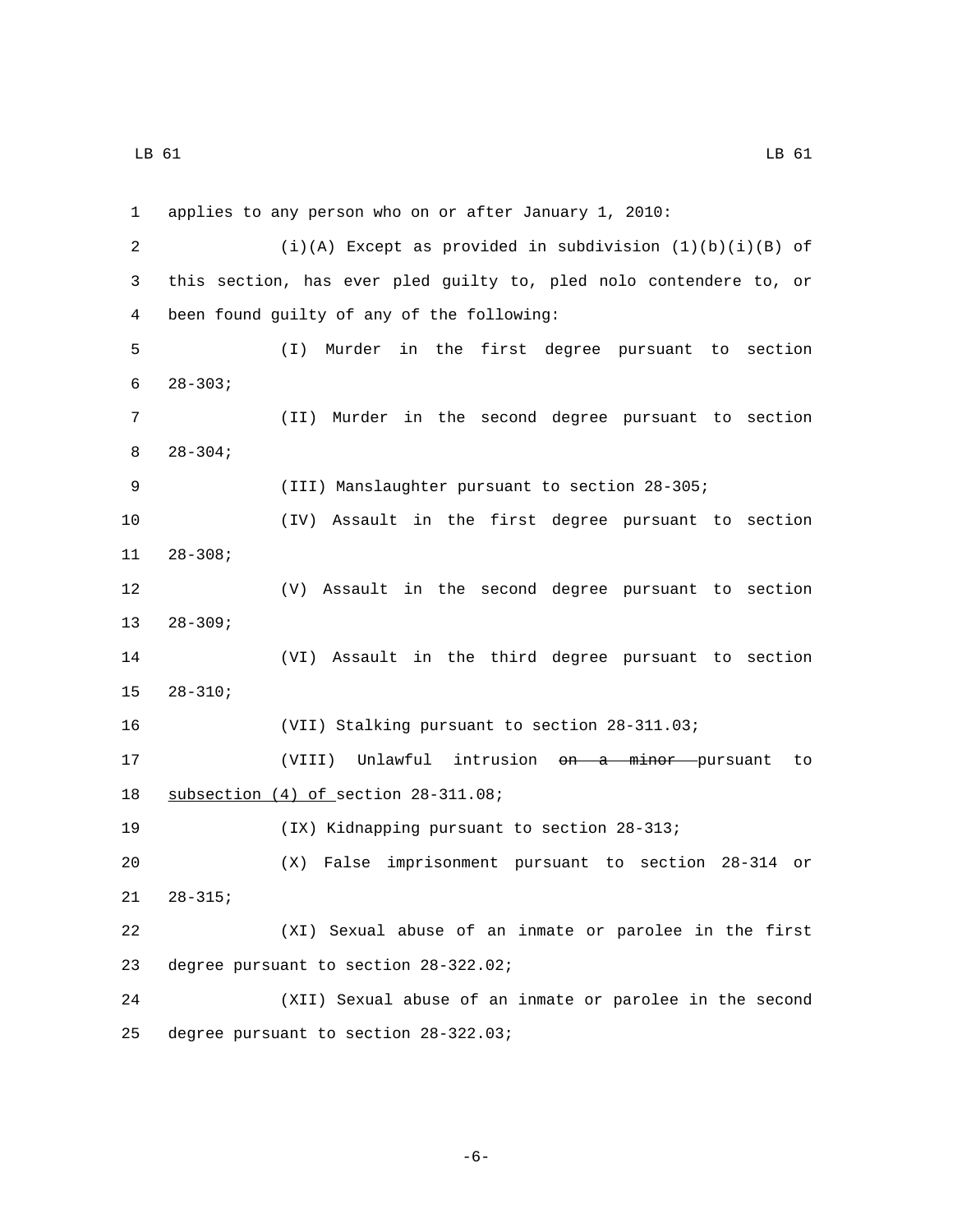applies to any person who on or after January 1, 2010:

(i)(A) Except as provided in subdivision (1)(b)(i)(B) of this section, has ever pled guilty to, pled nolo contendere to, or been found guilty of any of the following:

(I) Murder in the first degree pursuant to section 28-303;

(II) Murder in the second degree pursuant to section 28-304;

(III) Manslaughter pursuant to section 28-305;

(IV) Assault in the first degree pursuant to section 28-308;

(V) Assault in the second degree pursuant to section 28-309;

(VI) Assault in the third degree pursuant to section 28-310;

(VII) Stalking pursuant to section 28-311.03;

(VIII) Unlawful intrusion ~~on a minor~~ pursuant to <u>subsection (4) of</u> section 28-311.08;

(IX) Kidnapping pursuant to section 28-313;

(X) False imprisonment pursuant to section 28-314 or 28-315;

(XI) Sexual abuse of an inmate or parolee in the first degree pursuant to section 28-322.02;

(XII) Sexual abuse of an inmate or parolee in the second degree pursuant to section 28-322.03;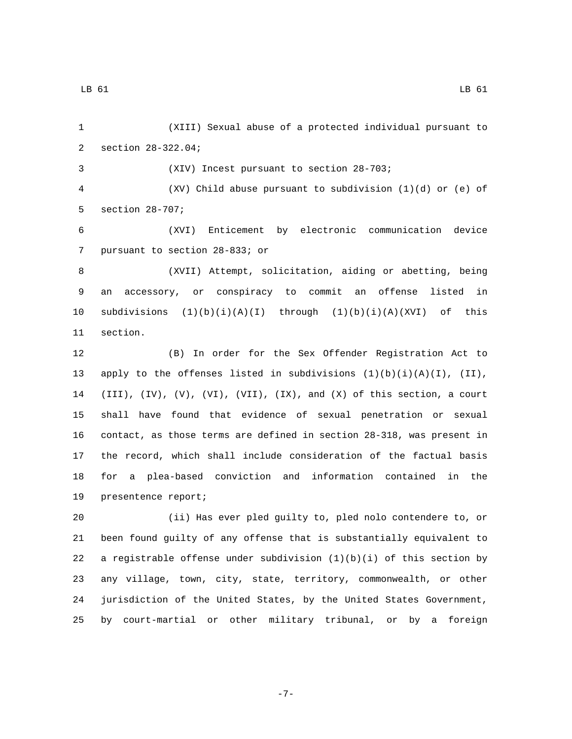(XIII) Sexual abuse of a protected individual pursuant to section 28-322.04;

(XIV) Incest pursuant to section 28-703;

(XV) Child abuse pursuant to subdivision (1)(d) or (e) of section 28-707;

(XVI) Enticement by electronic communication device pursuant to section 28-833; or

(XVII) Attempt, solicitation, aiding or abetting, being an accessory, or conspiracy to commit an offense listed in subdivisions (1)(b)(i)(A)(I) through (1)(b)(i)(A)(XVI) of this section.

(B) In order for the Sex Offender Registration Act to apply to the offenses listed in subdivisions (1)(b)(i)(A)(I), (II), (III), (IV), (V), (VI), (VII), (IX), and (X) of this section, a court shall have found that evidence of sexual penetration or sexual contact, as those terms are defined in section 28-318, was present in the record, which shall include consideration of the factual basis for a plea-based conviction and information contained in the presentence report;

(ii) Has ever pled guilty to, pled nolo contendere to, or been found guilty of any offense that is substantially equivalent to a registrable offense under subdivision (1)(b)(i) of this section by any village, town, city, state, territory, commonwealth, or other jurisdiction of the United States, by the United States Government, by court-martial or other military tribunal, or by a foreign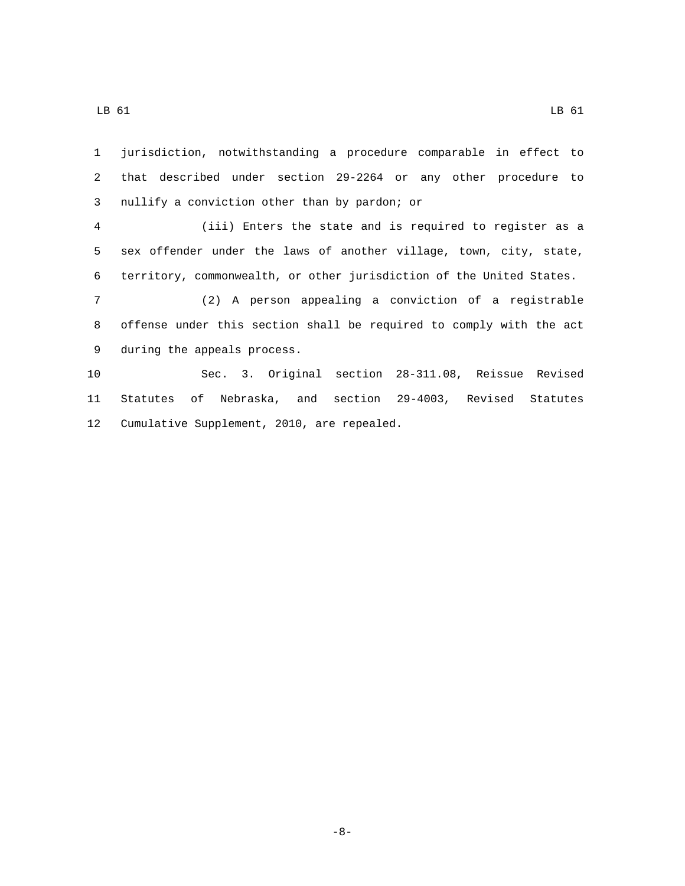jurisdiction, notwithstanding a procedure comparable in effect to that described under section 29-2264 or any other procedure to nullify a conviction other than by pardon; or

(iii) Enters the state and is required to register as a sex offender under the laws of another village, town, city, state, territory, commonwealth, or other jurisdiction of the United States.

(2) A person appealing a conviction of a registrable offense under this section shall be required to comply with the act during the appeals process.

Sec. 3. Original section 28-311.08, Reissue Revised Statutes of Nebraska, and section 29-4003, Revised Statutes Cumulative Supplement, 2010, are repealed.